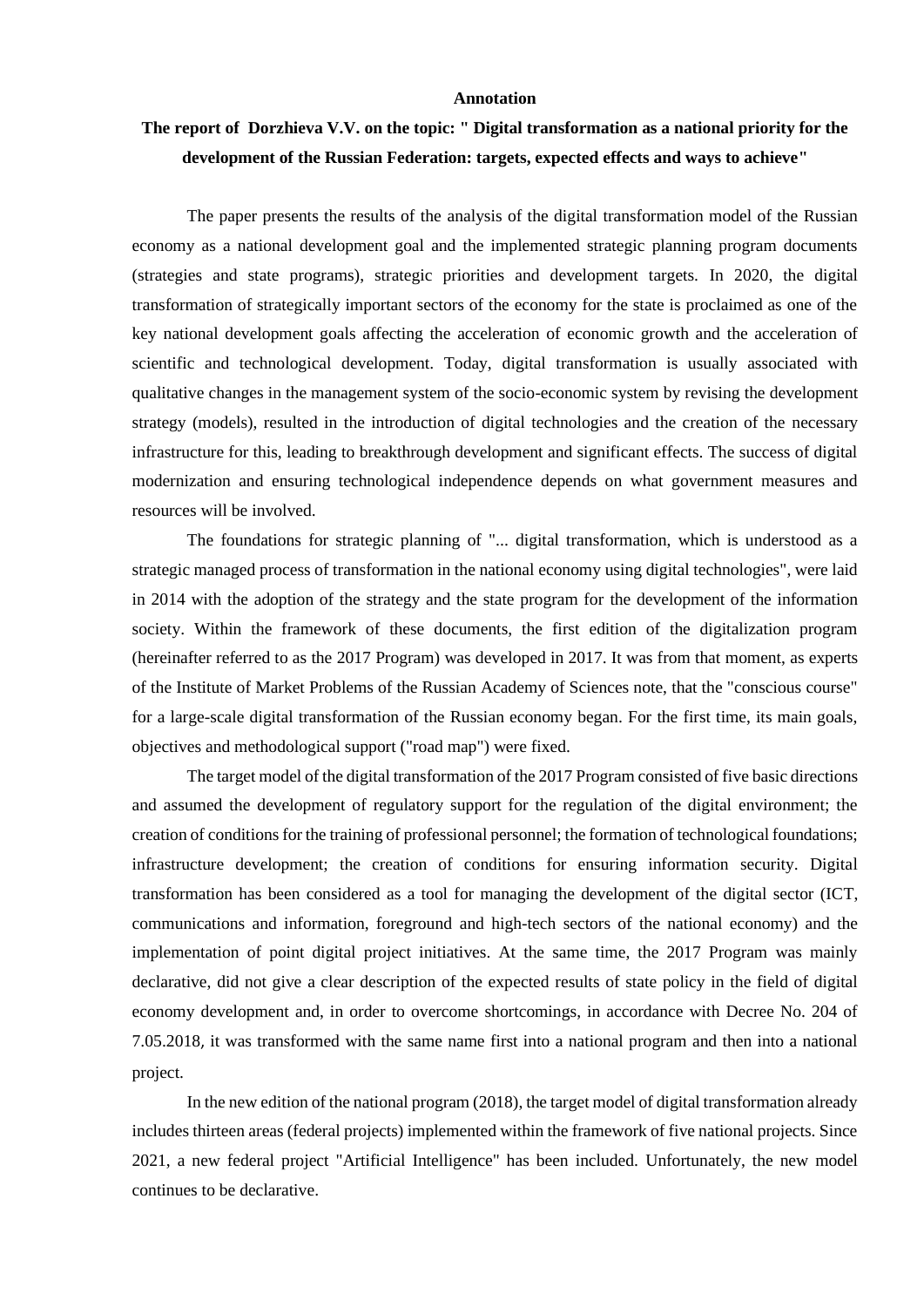**Annotation**

**The report of Dorzhieva V.V. on the topic: " Digital transformation as a national priority for the development of the Russian Federation: targets, expected effects and ways to achieve"**

The paper presents the results of the analysis of the digital transformation model of the Russian economy as a national development goal and the implemented strategic planning program documents (strategies and state programs), strategic priorities and development targets. In 2020, the digital transformation of strategically important sectors of the economy for the state is proclaimed as one of the key national development goals affecting the acceleration of economic growth and the acceleration of scientific and technological development. Today, digital transformation is usually associated with qualitative changes in the management system of the socio-economic system by revising the development strategy (models), resulted in the introduction of digital technologies and the creation of the necessary infrastructure for this, leading to breakthrough development and significant effects. The success of digital modernization and ensuring technological independence depends on what government measures and resources will be involved.

The foundations for strategic planning of "... digital transformation, which is understood as a strategic managed process of transformation in the national economy using digital technologies", were laid in 2014 with the adoption of the strategy and the state program for the development of the information society. Within the framework of these documents, the first edition of the digitalization program (hereinafter referred to as the 2017 Program) was developed in 2017. It was from that moment, as experts of the Institute of Market Problems of the Russian Academy of Sciences note, that the "conscious course" for a large-scale digital transformation of the Russian economy began. For the first time, its main goals, objectives and methodological support ("road map") were fixed.

The target model of the digital transformation of the 2017 Program consisted of five basic directions and assumed the development of regulatory support for the regulation of the digital environment; the creation of conditions for the training of professional personnel; the formation of technological foundations; infrastructure development; the creation of conditions for ensuring information security. Digital transformation has been considered as a tool for managing the development of the digital sector (ICT, communications and information, foreground and high-tech sectors of the national economy) and the implementation of point digital project initiatives. At the same time, the 2017 Program was mainly declarative, did not give a clear description of the expected results of state policy in the field of digital economy development and, in order to overcome shortcomings, in accordance with Decree No. 204 of 7.05.2018, it was transformed with the same name first into a national program and then into a national project.

In the new edition of the national program (2018), the target model of digital transformation already includes thirteen areas (federal projects) implemented within the framework of five national projects. Since 2021, a new federal project "Artificial Intelligence" has been included. Unfortunately, the new model continues to be declarative.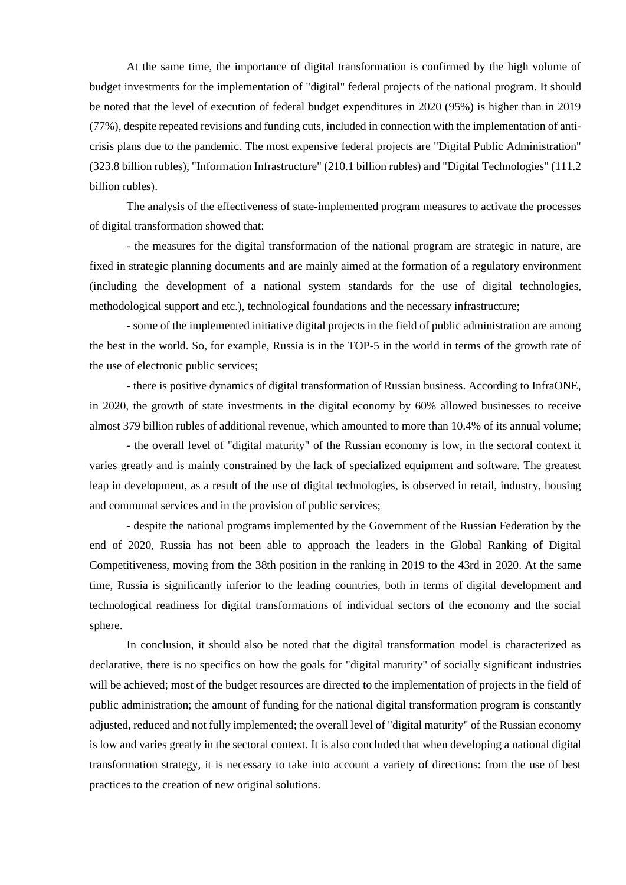At the same time, the importance of digital transformation is confirmed by the high volume of budget investments for the implementation of "digital" federal projects of the national program. It should be noted that the level of execution of federal budget expenditures in 2020 (95%) is higher than in 2019 (77%), despite repeated revisions and funding cuts, included in connection with the implementation of anti-crisis plans due to the pandemic. The most expensive federal projects are "Digital Public Administration" (323.8 billion rubles), "Information Infrastructure" (210.1 billion rubles) and "Digital Technologies" (111.2 billion rubles).

The analysis of the effectiveness of state-implemented program measures to activate the processes of digital transformation showed that:

- the measures for the digital transformation of the national program are strategic in nature, are fixed in strategic planning documents and are mainly aimed at the formation of a regulatory environment (including the development of a national system standards for the use of digital technologies, methodological support and etc.), technological foundations and the necessary infrastructure;
- some of the implemented initiative digital projects in the field of public administration are among the best in the world. So, for example, Russia is in the TOP-5 in the world in terms of the growth rate of the use of electronic public services;
- there is positive dynamics of digital transformation of Russian business. According to InfraONE, in 2020, the growth of state investments in the digital economy by 60% allowed businesses to receive almost 379 billion rubles of additional revenue, which amounted to more than 10.4% of its annual volume;
- the overall level of "digital maturity" of the Russian economy is low, in the sectoral context it varies greatly and is mainly constrained by the lack of specialized equipment and software. The greatest leap in development, as a result of the use of digital technologies, is observed in retail, industry, housing and communal services and in the provision of public services;
- despite the national programs implemented by the Government of the Russian Federation by the end of 2020, Russia has not been able to approach the leaders in the Global Ranking of Digital Competitiveness, moving from the 38th position in the ranking in 2019 to the 43rd in 2020. At the same time, Russia is significantly inferior to the leading countries, both in terms of digital development and technological readiness for digital transformations of individual sectors of the economy and the social sphere.

In conclusion, it should also be noted that the digital transformation model is characterized as declarative, there is no specifics on how the goals for "digital maturity" of socially significant industries will be achieved; most of the budget resources are directed to the implementation of projects in the field of public administration; the amount of funding for the national digital transformation program is constantly adjusted, reduced and not fully implemented; the overall level of "digital maturity" of the Russian economy is low and varies greatly in the sectoral context. It is also concluded that when developing a national digital transformation strategy, it is necessary to take into account a variety of directions: from the use of best practices to the creation of new original solutions.